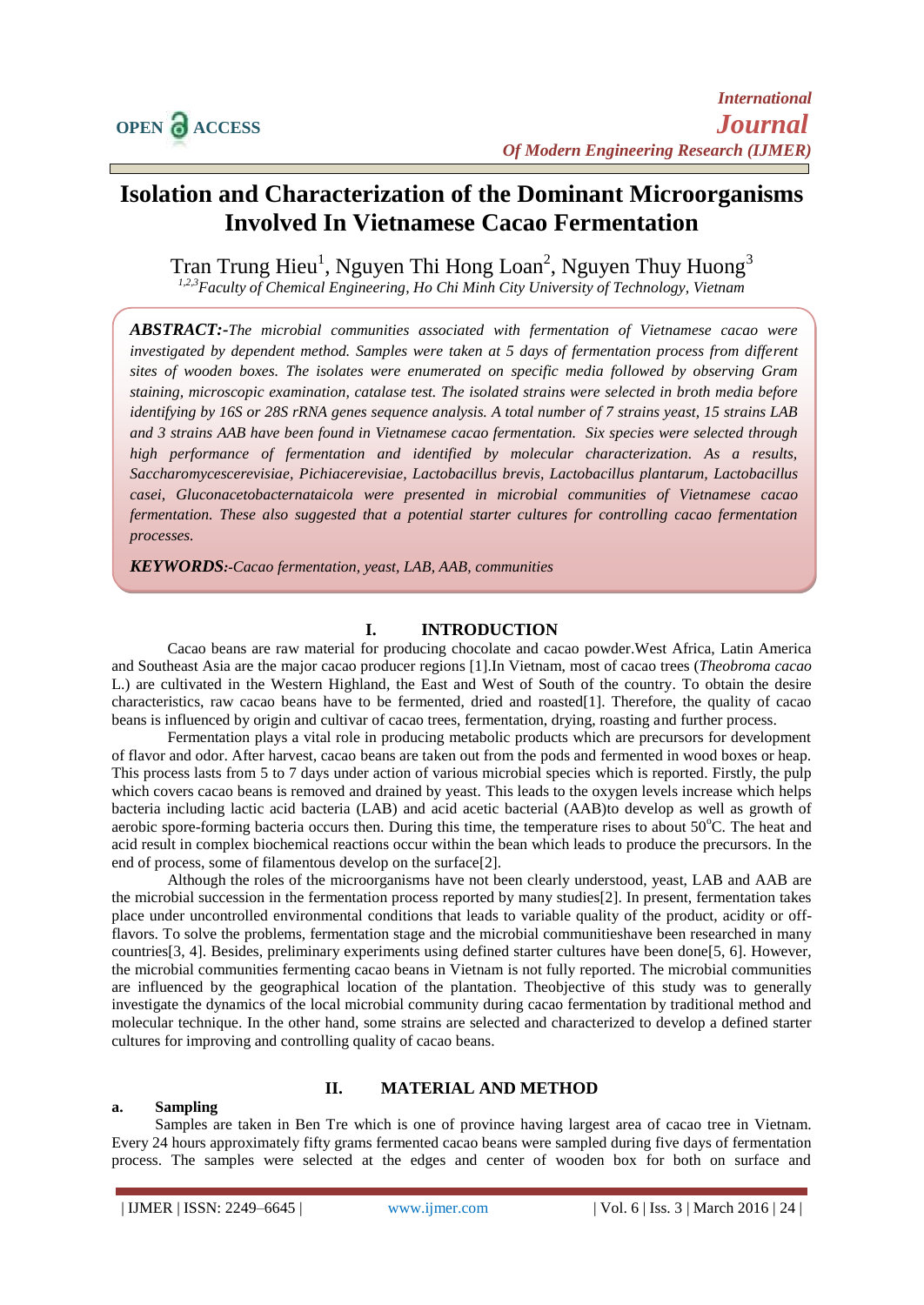# Isolation and Characterization of the Dominant Microorganisms Involved In Vietnamese Cacao Fermentation

Tran Trung Hieu[1], Nguyen Thi Hong Loan[2], Nguyen Thuy Huong[3]

[1,2,3]*Faculty of Chemical Engineering, Ho Chi Minh City University of Technology, Vietnam*

***ABSTRACT:-****The microbial communities associated with fermentation of Vietnamese cacao were investigated by dependent method. Samples were taken at 5 days of fermentation process from different sites of wooden boxes. The isolates were enumerated on specific media followed by observing Gram staining, microscopic examination, catalase test. The isolated strains were selected in broth media before identifying by 16S or 28S rRNA genes sequence analysis. A total number of 7 strains yeast, 15 strains LAB and 3 strains AAB have been found in Vietnamese cacao fermentation. Six species were selected through high performance of fermentation and identified by molecular characterization. As a results, Saccharomycescerevisiae, Pichiacerevisiae, Lactobacillus brevis, Lactobacillus plantarum, Lactobacillus casei, Gluconacetobacternataicola were presented in microbial communities of Vietnamese cacao fermentation. These also suggested that a potential starter cultures for controlling cacao fermentation processes.*

***KEYWORDS****:-Cacao fermentation, yeast, LAB, AAB, communities*

## I. INTRODUCTION

Cacao beans are raw material for producing chocolate and cacao powder.West Africa, Latin America and Southeast Asia are the major cacao producer regions [1].In Vietnam, most of cacao trees (*Theobroma cacao* L.) are cultivated in the Western Highland, the East and West of South of the country. To obtain the desire characteristics, raw cacao beans have to be fermented, dried and roasted[1]. Therefore, the quality of cacao beans is influenced by origin and cultivar of cacao trees, fermentation, drying, roasting and further process.

Fermentation plays a vital role in producing metabolic products which are precursors for development of flavor and odor. After harvest, cacao beans are taken out from the pods and fermented in wood boxes or heap. This process lasts from 5 to 7 days under action of various microbial species which is reported. Firstly, the pulp which covers cacao beans is removed and drained by yeast. This leads to the oxygen levels increase which helps bacteria including lactic acid bacteria (LAB) and acid acetic bacterial (AAB)to develop as well as growth of aerobic spore-forming bacteria occurs then. During this time, the temperature rises to about 50°C. The heat and acid result in complex biochemical reactions occur within the bean which leads to produce the precursors. In the end of process, some of filamentous develop on the surface[2].

Although the roles of the microorganisms have not been clearly understood, yeast, LAB and AAB are the microbial succession in the fermentation process reported by many studies[2]. In present, fermentation takes place under uncontrolled environmental conditions that leads to variable quality of the product, acidity or off-flavors. To solve the problems, fermentation stage and the microbial communitieshave been researched in many countries[3, 4]. Besides, preliminary experiments using defined starter cultures have been done[5, 6]. However, the microbial communities fermenting cacao beans in Vietnam is not fully reported. The microbial communities are influenced by the geographical location of the plantation. Theobjective of this study was to generally investigate the dynamics of the local microbial community during cacao fermentation by traditional method and molecular technique. In the other hand, some strains are selected and characterized to develop a defined starter cultures for improving and controlling quality of cacao beans.

## II. MATERIAL AND METHOD

### a. Sampling

Samples are taken in Ben Tre which is one of province having largest area of cacao tree in Vietnam. Every 24 hours approximately fifty grams fermented cacao beans were sampled during five days of fermentation process. The samples were selected at the edges and center of wooden box for both on surface and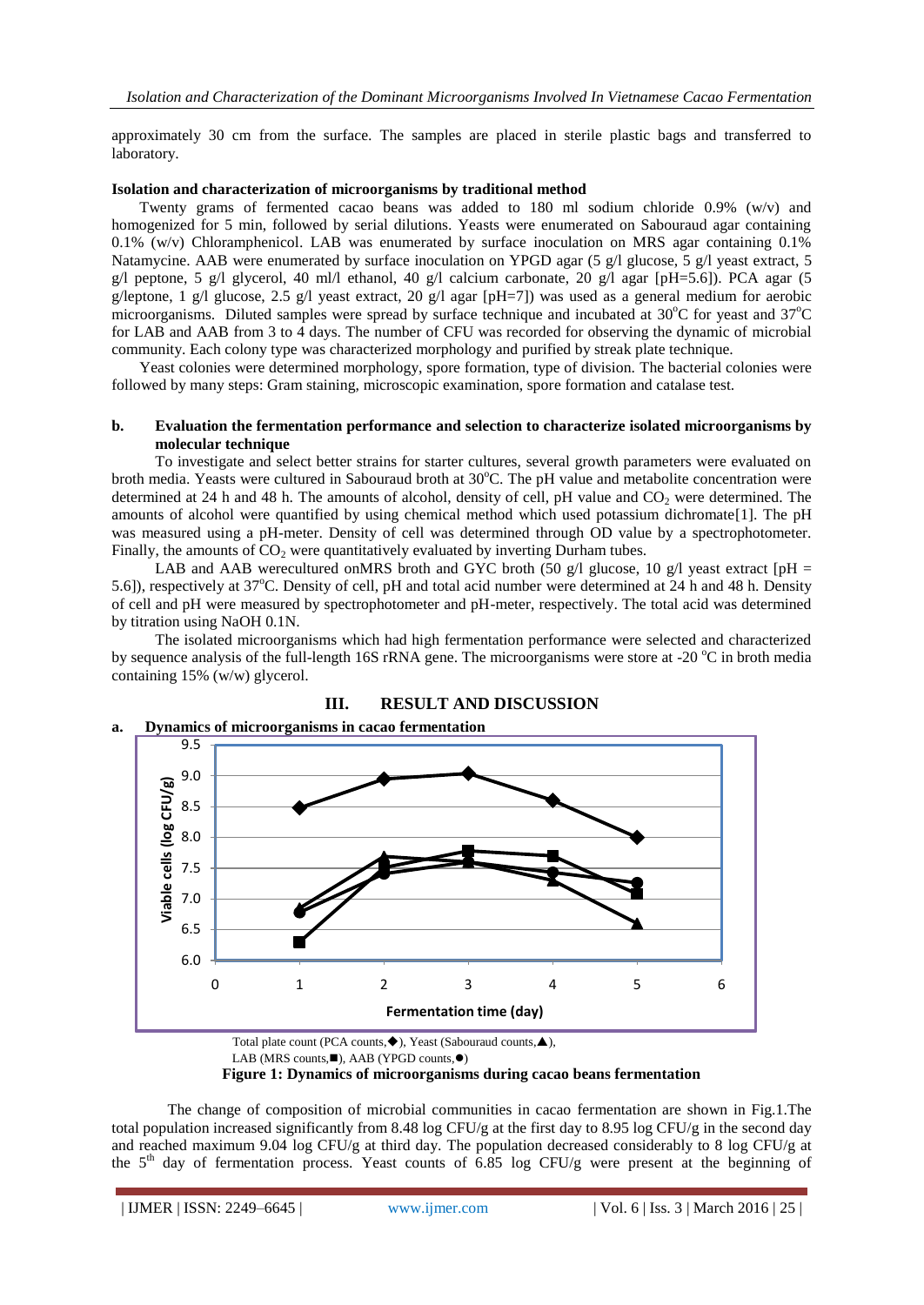approximately 30 cm from the surface. The samples are placed in sterile plastic bags and transferred to laboratory.

**Isolation and characterization of microorganisms by traditional method**

Twenty grams of fermented cacao beans was added to 180 ml sodium chloride 0.9% (w/v) and homogenized for 5 min, followed by serial dilutions. Yeasts were enumerated on Sabouraud agar containing 0.1% (w/v) Chloramphenicol. LAB was enumerated by surface inoculation on MRS agar containing 0.1% Natamycine. AAB were enumerated by surface inoculation on YPGD agar (5 g/l glucose, 5 g/l yeast extract, 5 g/l peptone, 5 g/l glycerol, 40 ml/l ethanol, 40 g/l calcium carbonate, 20 g/l agar [pH=5.6]). PCA agar (5 g/leptone, 1 g/l glucose, 2.5 g/l yeast extract, 20 g/l agar [pH=7]) was used as a general medium for aerobic microorganisms. Diluted samples were spread by surface technique and incubated at 30°C for yeast and 37°C for LAB and AAB from 3 to 4 days. The number of CFU was recorded for observing the dynamic of microbial community. Each colony type was characterized morphology and purified by streak plate technique.

Yeast colonies were determined morphology, spore formation, type of division. The bacterial colonies were followed by many steps: Gram staining, microscopic examination, spore formation and catalase test.

**b. Evaluation the fermentation performance and selection to characterize isolated microorganisms by molecular technique**

To investigate and select better strains for starter cultures, several growth parameters were evaluated on broth media. Yeasts were cultured in Sabouraud broth at 30°C. The pH value and metabolite concentration were determined at 24 h and 48 h. The amounts of alcohol, density of cell, pH value and $CO_2$ were determined. The amounts of alcohol were quantified by using chemical method which used potassium dichromate[1]. The pH was measured using a pH-meter. Density of cell was determined through OD value by a spectrophotometer. Finally, the amounts of $CO_2$ were quantitatively evaluated by inverting Durham tubes.

LAB and AAB werecultured onMRS broth and GYC broth (50 g/l glucose, 10 g/l yeast extract [pH = 5.6]), respectively at 37°C. Density of cell, pH and total acid number were determined at 24 h and 48 h. Density of cell and pH were measured by spectrophotometer and pH-meter, respectively. The total acid was determined by titration using NaOH 0.1N.

The isolated microorganisms which had high fermentation performance were selected and characterized by sequence analysis of the full-length 16S rRNA gene. The microorganisms were store at -20 °C in broth media containing 15% (w/w) glycerol.

## III. RESULT AND DISCUSSION

**a. Dynamics of microorganisms in cacao fermentation**

Total plate count (PCA counts,◆), Yeast (Sabouraud counts,▲),
LAB (MRS counts,■), AAB (YPGD counts,●)

**Figure 1: Dynamics of microorganisms during cacao beans fermentation**

The change of composition of microbial communities in cacao fermentation are shown in Fig.1.The total population increased significantly from 8.48 log CFU/g at the first day to 8.95 log CFU/g in the second day and reached maximum 9.04 log CFU/g at third day. The population decreased considerably to 8 log CFU/g at the 5th day of fermentation process. Yeast counts of 6.85 log CFU/g were present at the beginning of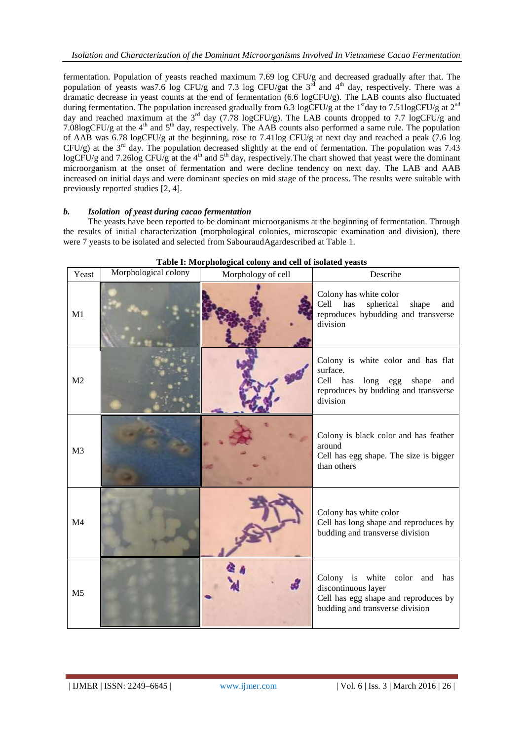fermentation. Population of yeasts reached maximum 7.69 log CFU/g and decreased gradually after that. The population of yeasts was7.6 log CFU/g and 7.3 log CFU/gat the 3rd and 4th day, respectively. There was a dramatic decrease in yeast counts at the end of fermentation (6.6 logCFU/g). The LAB counts also fluctuated during fermentation. The population increased gradually from 6.3 logCFU/g at the 1stday to 7.51logCFU/g at 2nd day and reached maximum at the 3rd day (7.78 logCFU/g). The LAB counts dropped to 7.7 logCFU/g and 7.08logCFU/g at the 4th and 5th day, respectively. The AAB counts also performed a same rule. The population of AAB was 6.78 logCFU/g at the beginning, rose to 7.41log CFU/g at next day and reached a peak (7.6 log CFU/g) at the 3rd day. The population decreased slightly at the end of fermentation. The population was 7.43 logCFU/g and 7.26log CFU/g at the 4th and 5th day, respectively.The chart showed that yeast were the dominant microorganism at the onset of fermentation and were decline tendency on next day. The LAB and AAB increased on initial days and were dominant species on mid stage of the process. The results were suitable with previously reported studies [2, 4].

### *b. Isolation of yeast during cacao fermentation*

The yeasts have been reported to be dominant microorganisms at the beginning of fermentation. Through the results of initial characterization (morphological colonies, microscopic examination and division), there were 7 yeasts to be isolated and selected from SabouraudAgardescribed at Table 1.

**Table I: Morphological colony and cell of isolated yeasts**

| Yeast | Morphological colony | Morphology of cell | Describe |
|---|---|---|---|
| M1 | | | Colony has white color<br>Cell has spherical shape and reproduces bybudding and transverse division |
| M2 | | | Colony is white color and has flat surface.<br>Cell has long egg shape and reproduces by budding and transverse division |
| M3 | | | Colony is black color and has feather around<br>Cell has egg shape. The size is bigger than others |
| M4 | | | Colony has white color<br>Cell has long shape and reproduces by budding and transverse division |
| M5 | | | Colony is white color and has discontinuous layer<br>Cell has egg shape and reproduces by budding and transverse division |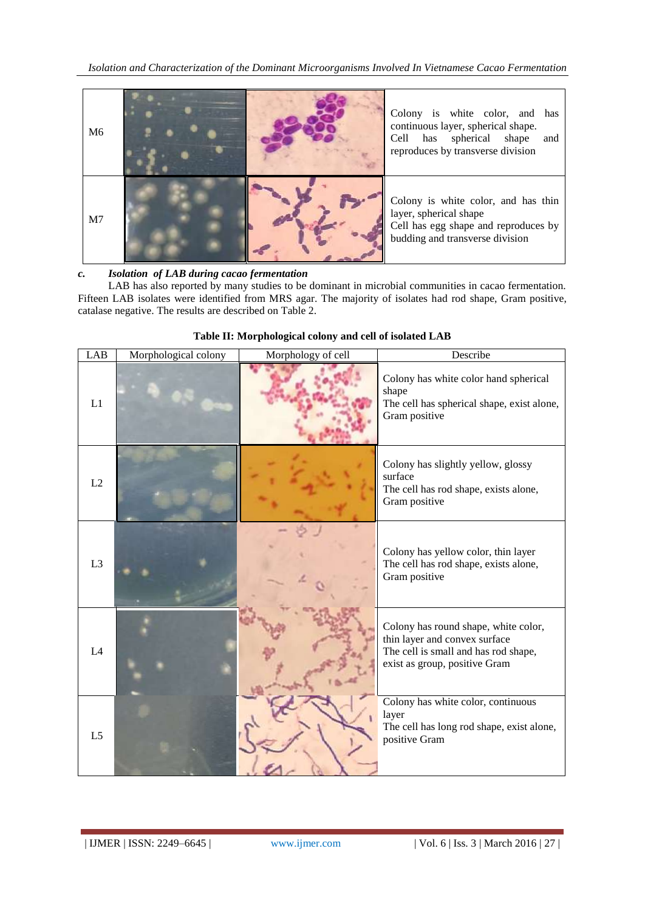| | | | |
|---|---|---|---|
| M6 | | | Colony is white color, and has continuous layer, spherical shape. Cell has spherical shape and reproduces by transverse division |
| M7 | | | Colony is white color, and has thin layer, spherical shape Cell has egg shape and reproduces by budding and transverse division |

### *c. Isolation of LAB during cacao fermentation*

LAB has also reported by many studies to be dominant in microbial communities in cacao fermentation. Fifteen LAB isolates were identified from MRS agar. The majority of isolates had rod shape, Gram positive, catalase negative. The results are described on Table 2.

**Table II: Morphological colony and cell of isolated LAB**

| LAB | Morphological colony | Morphology of cell | Describe |
|---|---|---|---|
| L1 | | | Colony has white color hand spherical shape The cell has spherical shape, exist alone, Gram positive |
| L2 | | | Colony has slightly yellow, glossy surface The cell has rod shape, exists alone, Gram positive |
| L3 | | | Colony has yellow color, thin layer The cell has rod shape, exists alone, Gram positive |
| L4 | | | Colony has round shape, white color, thin layer and convex surface The cell is small and has rod shape, exist as group, positive Gram |
| L5 | | | Colony has white color, continuous layer The cell has long rod shape, exist alone, positive Gram |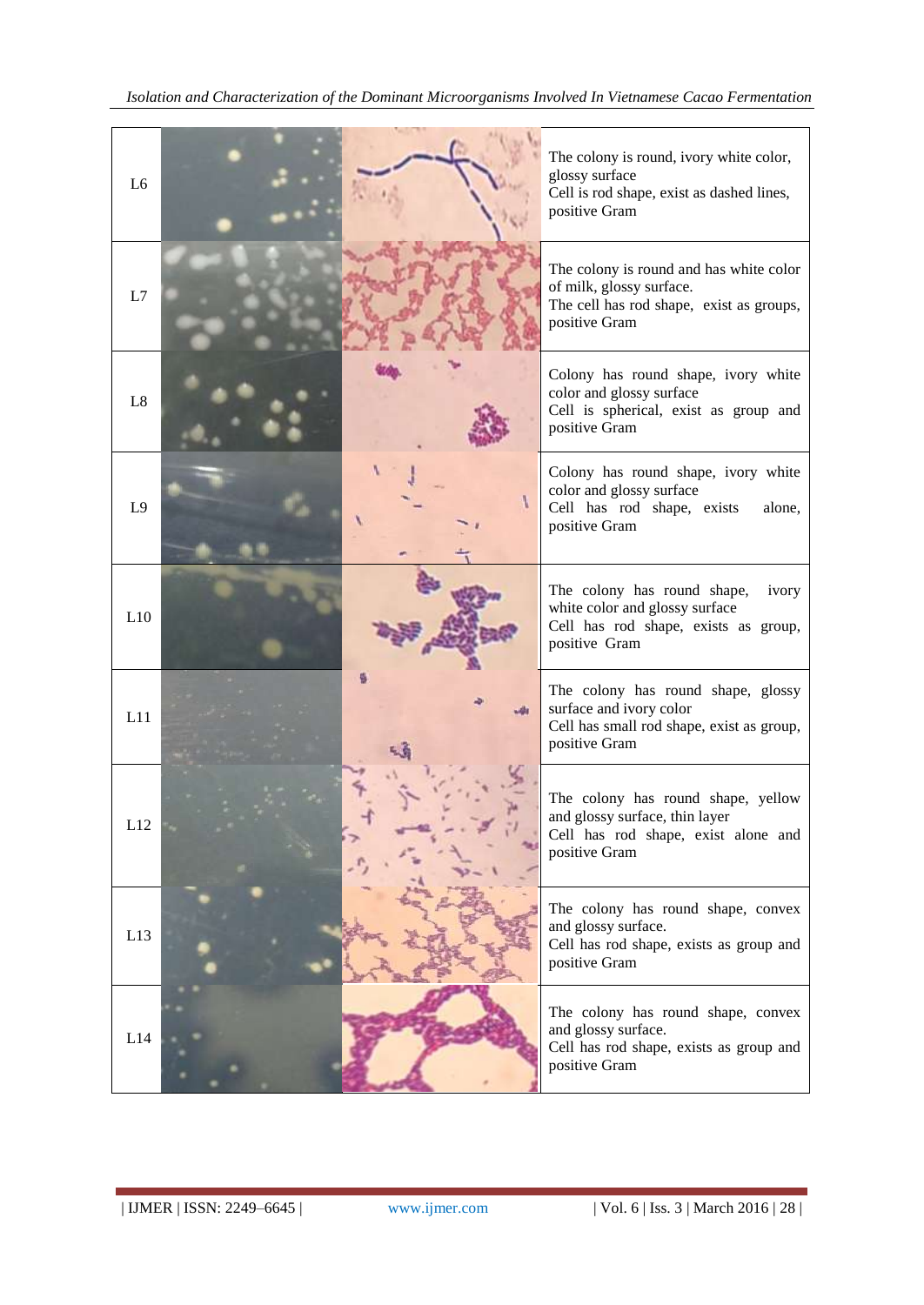| | | | |
|---|---|---|---|
| L6 | | | The colony is round, ivory white color, glossy surface<br>Cell is rod shape, exist as dashed lines, positive Gram |
| L7 | | | The colony is round and has white color of milk, glossy surface.<br>The cell has rod shape, exist as groups, positive Gram |
| L8 | | | Colony has round shape, ivory white color and glossy surface<br>Cell is spherical, exist as group and positive Gram |
| L9 | | | Colony has round shape, ivory white color and glossy surface<br>Cell has rod shape, exists alone, positive Gram |
| L10 | | | The colony has round shape, ivory white color and glossy surface<br>Cell has rod shape, exists as group, positive Gram |
| L11 | | | The colony has round shape, glossy surface and ivory color<br>Cell has small rod shape, exist as group, positive Gram |
| L12 | | | The colony has round shape, yellow and glossy surface, thin layer<br>Cell has rod shape, exist alone and positive Gram |
| L13 | | | The colony has round shape, convex and glossy surface.<br>Cell has rod shape, exists as group and positive Gram |
| L14 | | | The colony has round shape, convex and glossy surface.<br>Cell has rod shape, exists as group and positive Gram |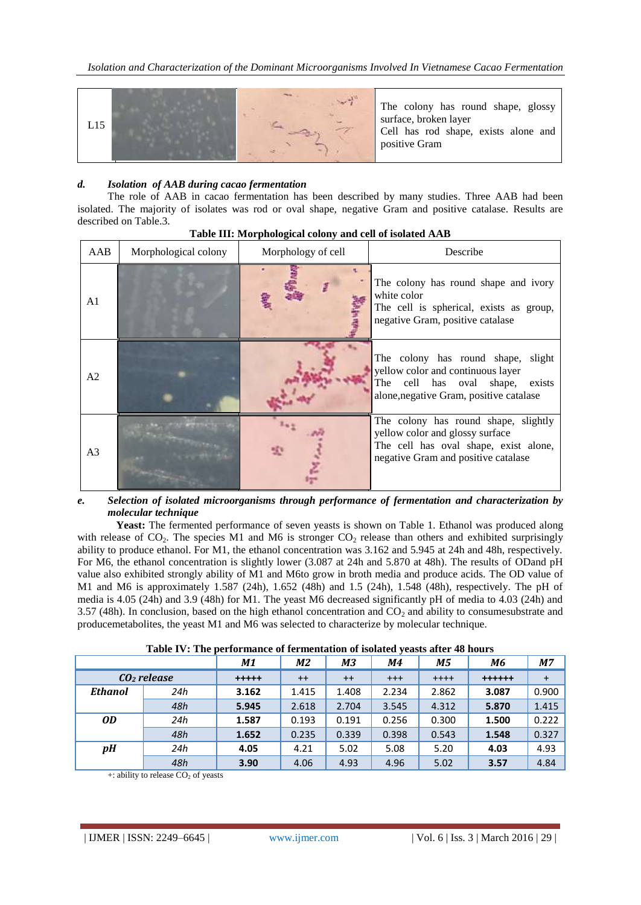| L15 | | | The colony has round shape, glossy surface, broken layer<br>Cell has rod shape, exists alone and positive Gram |
|---|---|---|---|

### *d. Isolation of AAB during cacao fermentation*

The role of AAB in cacao fermentation has been described by many studies. Three AAB had been isolated. The majority of isolates was rod or oval shape, negative Gram and positive catalase. Results are described on Table.3.

**Table III: Morphological colony and cell of isolated AAB**

| AAB | Morphological colony | Morphology of cell | Describe |
|---|---|---|---|
| A1 | | | The colony has round shape and ivory white color<br>The cell is spherical, exists as group, negative Gram, positive catalase |
| A2 | | | The colony has round shape, slight yellow color and continuous layer<br>The cell has oval shape, exists alone,negative Gram, positive catalase |
| A3 | | | The colony has round shape, slightly yellow color and glossy surface<br>The cell has oval shape, exist alone, negative Gram and positive catalase |

### *e. Selection of isolated microorganisms through performance of fermentation and characterization by molecular technique*

**Yeast:** The fermented performance of seven yeasts is shown on Table 1. Ethanol was produced along with release of $CO_2$. The species M1 and M6 is stronger $CO_2$ release than others and exhibited surprisingly ability to produce ethanol. For M1, the ethanol concentration was 3.162 and 5.945 at 24h and 48h, respectively. For M6, the ethanol concentration is slightly lower (3.087 at 24h and 5.870 at 48h). The results of ODand pH value also exhibited strongly ability of M1 and M6to grow in broth media and produce acids. The OD value of M1 and M6 is approximately 1.587 (24h), 1.652 (48h) and 1.5 (24h), 1.548 (48h), respectively. The pH of media is 4.05 (24h) and 3.9 (48h) for M1. The yeast M6 decreased significantly pH of media to 4.03 (24h) and 3.57 (48h). In conclusion, based on the high ethanol concentration and $CO_2$ and ability to consumesubstrate and producemetabolites, the yeast M1 and M6 was selected to characterize by molecular technique.

**Table IV: The performance of fermentation of isolated yeasts after 48 hours**

| | | *M1* | *M2* | *M3* | *M4* | *M5* | *M6* | *M7* |
|---|---|---|---|---|---|---|---|---|
| *$CO_2$ release* | | **+++++** | ++ | ++ | +++ | ++++ | **++++++** | + |
| ***Ethanol*** | *24h* | **3.162** | 1.415 | 1.408 | 2.234 | 2.862 | **3.087** | 0.900 |
| | *48h* | **5.945** | 2.618 | 2.704 | 3.545 | 4.312 | **5.870** | 1.415 |
| ***OD*** | *24h* | **1.587** | 0.193 | 0.191 | 0.256 | 0.300 | **1.500** | 0.222 |
| | *48h* | **1.652** | 0.235 | 0.339 | 0.398 | 0.543 | **1.548** | 0.327 |
| ***pH*** | *24h* | **4.05** | 4.21 | 5.02 | 5.08 | 5.20 | **4.03** | 4.93 |
| | *48h* | **3.90** | 4.06 | 4.93 | 4.96 | 5.02 | **3.57** | 4.84 |

+: ability to release $CO_2$ of yeasts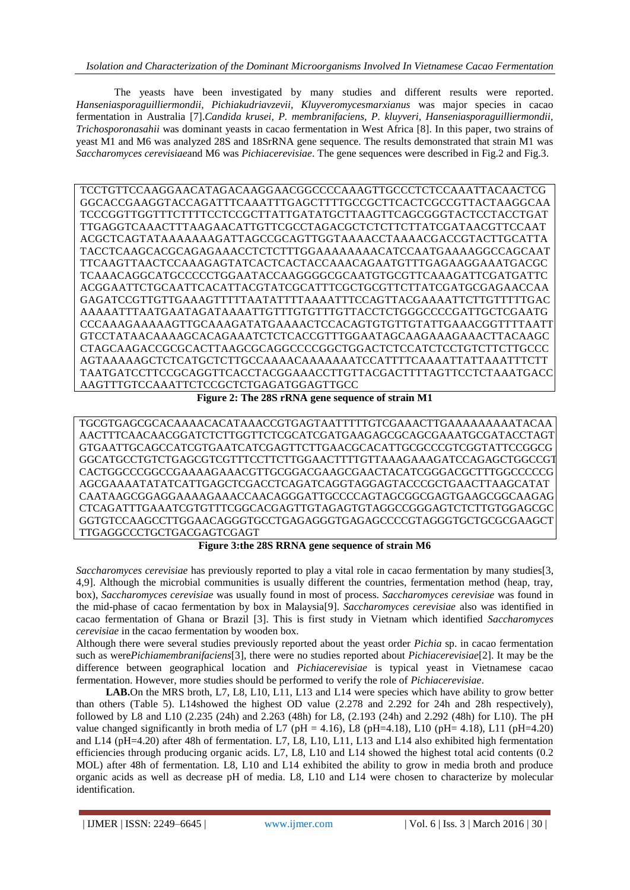The yeasts have been investigated by many studies and different results were reported. *Hanseniasporaguilliermondii, Pichiakudriavzevii, Kluyveromycesmarxianus* was major species in cacao fermentation in Australia [7].*Candida krusei, P. membranifaciens, P. kluyveri, Hanseniasporaguilliermondii, Trichosporonasahii* was dominant yeasts in cacao fermentation in West Africa [8]. In this paper, two strains of yeast M1 and M6 was analyzed 28S and 18SrRNA gene sequence. The results demonstrated that strain M1 was *Saccharomyces cerevisiae*and M6 was *Pichiacerevisiae*. The gene sequences were described in Fig.2 and Fig.3.

```
TCCTGTTCCAAGGAACATAGACAAGGAACGGCCCCAAAGTTGCCCTCTCCAAATTACAACTCG
GGCACCGAAGGTACCAGATTTCAAATTTGAGCTTTTGCCGCTTCACTCGCCGTTACTAAGGCAA
TCCCGGTTGGTTTCTTTTCCTCCGCTTATTGATATGCTTAAGTTCAGCGGGTACTCCTACCTGAT
TTGAGGTCAAACTTTAAGAACATTGTTCGCCTAGACGCTCTCTTCTTATCGATAACGTTCCAAT
ACGCTCAGTATAAAAAAAGATTAGCCGCAGTTGGTAAAACCTAAAACGACCGTACTTGCATTA
TACCTCAAGCACGCAGAGAAACCTCTCTTTGGAAAAAAAACATCCAATGAAAAGGCCAGCAAT
TTCAAGTTAACTCCAAAGAGTATCACTCACTACCAAACAGAATGTTTGAGAAGGAAATGACGC
TCAAACAGGCATGCCCCCTGGAATACCAAGGGGCGCAATGTGCGTTCAAAGATTCGATGATTC
ACGGAATTCTGCAATTCACATTACGTATCGCATTTCGCTGCGTTCTTCATCGATGCGAGAACCAA
GAGATCCGTTGTTGAAAGTTTTTAATATTTTAAAATTTCCAGTTACGAAAATTCTTGTTTTTGAC
AAAAATTTAATGAATAGATAAAATTGTTTGTGTTTGTTACCTCTGGGCCCCGATTGCTCGAATG
CCCAAAGAAAAAGTTGCAAAGATATGAAAACTCCACAGTGTGTTGTATTGAAACGGTTTTAATT
GTCCTATAACAAAAGCACAGAAATCTCTCACCGTTTGGAATAGCAAGAAAGAAACTTACAAGC
CTAGCAAGACCGCGCACTTAAGCGCAGGCCCCGGCTGGACTCTCCATCTCCTGTCTTCTTGCCC
AGTAAAAAGCTCTCATGCTCTTGCCAAAACAAAAAAATCCATTTTCAAAATTATTAAATTTCTT
TAATGATCCTTCCGCAGGTTCACCTACGGAAACCTTGTTACGACTTTTAGTTCCTCTAAATGACC
AAGTTTGTCCAAATTCTCCGCTCTGAGATGGAGTTGCC
```

**Figure 2: The 28S rRNA gene sequence of strain M1**

```
TGCGTGAGCGCACAAAACACATAAACCGTGAGTAATTTTTGTCGAAACTTGAAAAAAAAATACAA
AACTTTCAACAACGGATCTCTTGGTTCTCGCATCGATGAAGAGCGCAGCGAAATGCGATACCTAGT
GTGAATTGCAGCCATCGTGAATCATCGAGTTCTTGAACGCACATTGCGCCCGTCGGTATTCCGGCG
GGCATGCCTGTCTGAGCGTCGTTTCCTTCTTGGAACTTTTGTTAAAGAAAGATCCAGAGCTGGCCGT
CACTGGCCCGGCCGAAAAGAAACGTTGCGGACGAAGCGAACTACATCGGGACGCTTTGGCCCCCG
AGCGAAAATATATCATTGAGCTCGACCTCAGATCAGGTAGGATACCCGCTGAACTTAAGCATAT
CAATAAGCGGAGGAAAAGAAACCAACAGGGATTGCCCCAGTAGCGGCGAGTGAAGCGGCAAGAG
CTCAGATTTGAAATCGTGTTTCGGCACGAGTTGTAGAGTGTAGGCCGGGAGTCTCTTGTGGAGCGC
GGTGTCCAAGCCTTGGAACAGGGTGCCTGAGAGGGTGAGAGCCCCGTAGGGTGCTGCGCGAAGCT
TTGAGGCCCTGCTGACGAGTCGAGT
```

**Figure 3:the 28S RRNA gene sequence of strain M6**

*Saccharomyces cerevisiae* has previously reported to play a vital role in cacao fermentation by many studies[3, 4,9]. Although the microbial communities is usually different the countries, fermentation method (heap, tray, box), *Saccharomyces cerevisiae* was usually found in most of process. *Saccharomyces cerevisiae* was found in the mid-phase of cacao fermentation by box in Malaysia[9]. *Saccharomyces cerevisiae* also was identified in cacao fermentation of Ghana or Brazil [3]. This is first study in Vietnam which identified *Saccharomyces cerevisiae* in the cacao fermentation by wooden box.

Although there were several studies previously reported about the yeast order *Pichia* sp. in cacao fermentation such as were*Pichiamembranifaciens*[3], there were no studies reported about *Pichiacerevisiae*[2]. It may be the difference between geographical location and *Pichiacerevisiae* is typical yeast in Vietnamese cacao fermentation. However, more studies should be performed to verify the role of *Pichiacerevisiae*.

**LAB.**On the MRS broth, L7, L8, L10, L11, L13 and L14 were species which have ability to grow better than others (Table 5). L14showed the highest OD value (2.278 and 2.292 for 24h and 28h respectively), followed by L8 and L10 (2.235 (24h) and 2.263 (48h) for L8, (2.193 (24h) and 2.292 (48h) for L10). The pH value changed significantly in broth media of L7 (pH = 4.16), L8 (pH=4.18), L10 (pH= 4.18), L11 (pH=4.20) and L14 (pH=4.20) after 48h of fermentation. L7, L8, L10, L11, L13 and L14 also exhibited high fermentation efficiencies through producing organic acids. L7, L8, L10 and L14 showed the highest total acid contents (0.2 MOL) after 48h of fermentation. L8, L10 and L14 exhibited the ability to grow in media broth and produce organic acids as well as decrease pH of media. L8, L10 and L14 were chosen to characterize by molecular identification.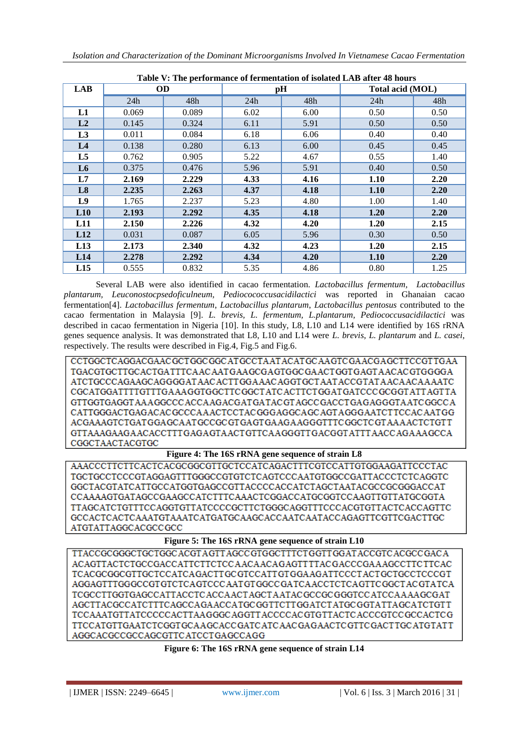**Table V: The performance of fermentation of isolated LAB after 48 hours**

| LAB | OD | | pH | | Total acid (MOL) | |
|---|---|---|---|---|---|---|
| | 24h | 48h | 24h | 48h | 24h | 48h |
| L1 | 0.069 | 0.089 | 6.02 | 6.00 | 0.50 | 0.50 |
| L2 | 0.145 | 0.324 | 6.11 | 5.91 | 0.50 | 0.50 |
| L3 | 0.011 | 0.084 | 6.18 | 6.06 | 0.40 | 0.40 |
| L4 | 0.138 | 0.280 | 6.13 | 6.00 | 0.45 | 0.45 |
| L5 | 0.762 | 0.905 | 5.22 | 4.67 | 0.55 | 1.40 |
| L6 | 0.375 | 0.476 | 5.96 | 5.91 | 0.40 | 0.50 |
| **L7** | **2.169** | **2.229** | **4.33** | **4.16** | **1.10** | **2.20** |
| **L8** | **2.235** | **2.263** | **4.37** | **4.18** | **1.10** | **2.20** |
| L9 | 1.765 | 2.237 | 5.23 | 4.80 | 1.00 | 1.40 |
| **L10** | **2.193** | **2.292** | **4.35** | **4.18** | **1.20** | **2.20** |
| **L11** | **2.150** | **2.226** | **4.32** | **4.20** | **1.20** | **2.15** |
| L12 | 0.031 | 0.087 | 6.05 | 5.96 | 0.30 | 0.50 |
| **L13** | **2.173** | **2.340** | **4.32** | **4.23** | **1.20** | **2.15** |
| **L14** | **2.278** | **2.292** | **4.34** | **4.20** | **1.10** | **2.20** |
| L15 | 0.555 | 0.832 | 5.35 | 4.86 | 0.80 | 1.25 |

Several LAB were also identified in cacao fermentation. *Lactobacillus fermentum, Lactobacillus plantarum, Leuconostocpsedoficulneum, Pediococcusacidilactici* was reported in Ghanaian cacao fermentation[4]. *Lactobacillus fermentum, Lactobacillus plantarum, Lactobacillus pentosus* contributed to the cacao fermentation in Malaysia [9]. *L. brevis, L. fermentum, L.plantarum, Pediococcusacidilactici* was described in cacao fermentation in Nigeria [10]. In this study, L8, L10 and L14 were identified by 16S rRNA genes sequence analysis. It was demonstrated that L8, L10 and L14 were *L. brevis, L. plantarum* and *L. casei*, respectively. The results were described in Fig.4, Fig.5 and Fig.6.

```
CCTGGCTCAGGACGAACGCTGGCGGCATGCCTAATACATGCAAGTCGAACGAGCTTCCGTTGAA
TGACGTGCTTGCACTGATTTCAACAATGAAGCGAGTGGCGAACTGGTGAGTAACACGTGGGGA
ATCTGCCCAGAAGCAGGGGATAACACTTGGAAACAGGTGCTAATACCGTATAACAACAAAATC
CGCATGGATTTTGTTTGAAAGGTGGCTTCGGCTATCACTTCTGGATGATCCCGCGGTATTAGTTA
GTTGGTGAGGTAAAGGCCCACCAAGACGATGATACGTAGCCGACCTGAGAGGGTAATCGGCCA
CATTGGGACTGAGACACGCCCAAACTCCTACGGGAGGCAGCAGTAGGGAATCTTCCACAATGG
ACGAAAGTCTGATGGAGCAATGCCGCGTGAGTGAAGAAGGGTTTCGGCTCGTAAAACTCTGTT
GTTAAAGAAGAACACCTTTGAGAGTAACTGTTCAAGGGTTGACGGTATTTAACCAGAAAGCCA
CGGCTAACTACGTGC
```

**Figure 4: The 16S rRNA gene sequence of strain L8**

```
AAACCCTTCTTCACTCACGCGGCGTTGCTCCATCAGACTTTCGTCCATTGTGGAAGATTCCCTAC
TGCTGCCTCCCGTAGGAGTTTGGGCCGTGTCTCAGTCCCAATGTGGCCGATTACCCTCTCAGGTC
GGCTACGTATCATTGCCATGGTGAGCCGTTACCCCACCATCTAGCTAATACGCCGCGGGACCAT
CCAAAAGTGATAGCCGAAGCCATCTTTCAAACTCGGACCATGCGGTCCAAGTTGTTATGCGGTA
TTAGCATCTGTTTCCAGGTGTTATCCCCCGCTTCTGGGCAGGTTTCCCACGTGTTACTCACCAGTTC
GCCACTCACTCAAATGTAAATCATGATGCAAGCACCAATCAATACCAGAGTTCGTTCGACTTGC
ATGTATTAGGCACGCCGCC
```

**Figure 5: The 16S rRNA gene sequence of strain L10**

```
TTACCGCGGCTGCTGGCACGTAGTTAGCCGTGGCTTTCTGGTTGGATACCGTCACGCCGACA
ACAGTTACTCTGCCGACCATTCTTCTCCAACAACAGAGTTTTACGACCCGAAAGCCTTCTTCAC
TCACGCGGCGTTGCTCCATCAGACTTGCGTCCATTGTGGAAGATTCCCTACTGCTGCCTCCCGT
AGGAGTTTGGGCCGTGTCTCAGTCCCAATGTGGCCGATCAACCTCTCAGTTCGGCTACGTATCA
TCGCCTTGGTGAGCCATTACCTCACCAACTAGCTAATACGCCGCGGGTCCATCCAAAAGCGAT
AGCTTACGCCATCTTTCAGCCAGAACCATGCGGTTCTTGGATCTATGCGGTATTAGCATCTGTT
TCCAAATGTTATCCCCCACTTAAGGGCAGGTTACCCACGTGTTACTCACCCGTCCGCCACTCG
TTCCATGTTGAATCTCGGTGCAAGCACCGATCATCAACGAGAACTCGTTCGACTTGCATGTATT
AGGCACGCCGCCAGCGTTCATCCTGAGCCAGG
```

**Figure 6: The 16S rRNA gene sequence of strain L14**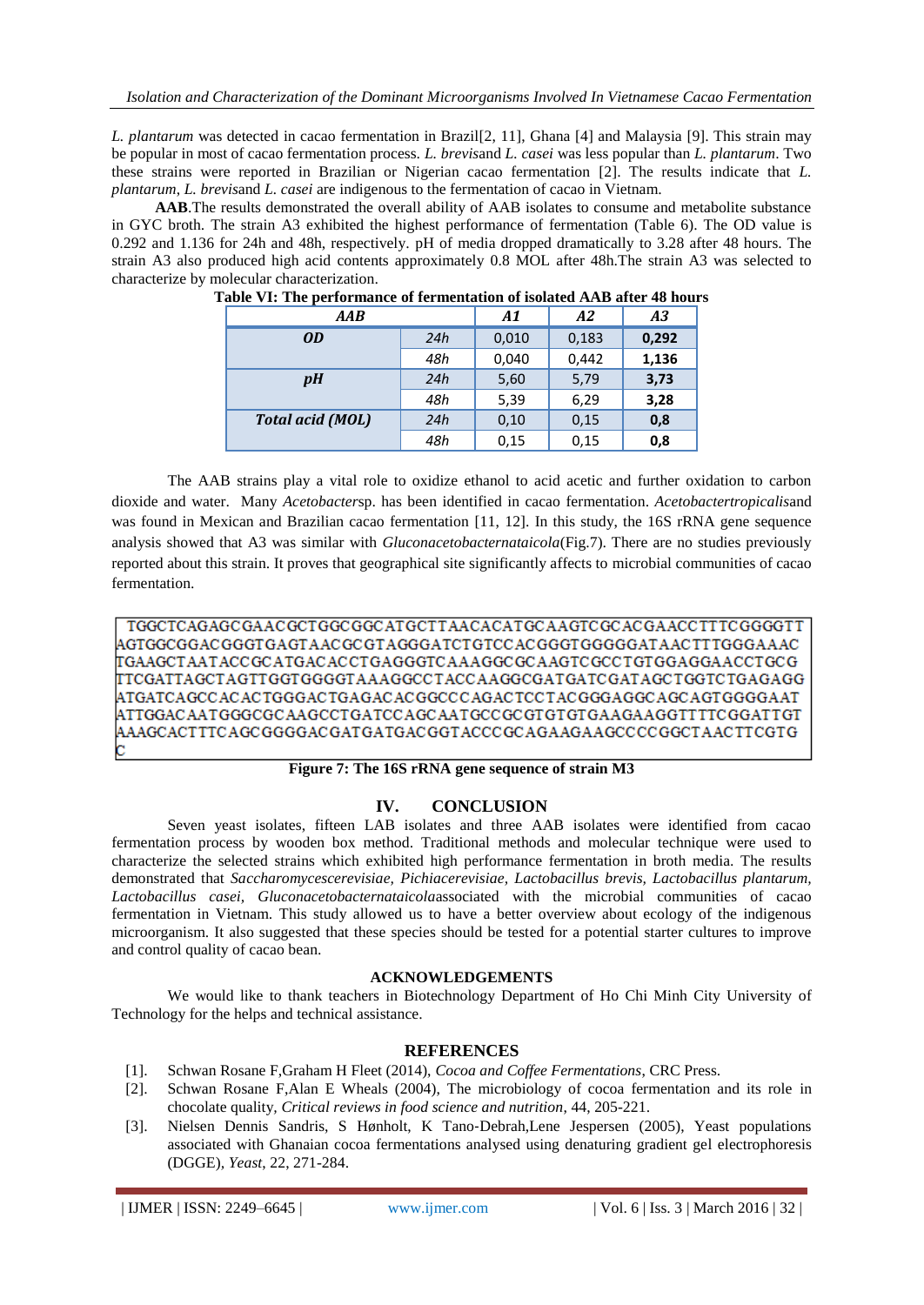*L. plantarum* was detected in cacao fermentation in Brazil[2, 11], Ghana [4] and Malaysia [9]. This strain may be popular in most of cacao fermentation process. *L. brevis*and *L. casei* was less popular than *L. plantarum*. Two these strains were reported in Brazilian or Nigerian cacao fermentation [2]. The results indicate that *L. plantarum*, *L. brevis*and *L. casei* are indigenous to the fermentation of cacao in Vietnam.

**AAB**.The results demonstrated the overall ability of AAB isolates to consume and metabolite substance in GYC broth. The strain A3 exhibited the highest performance of fermentation (Table 6). The OD value is 0.292 and 1.136 for 24h and 48h, respectively. pH of media dropped dramatically to 3.28 after 48 hours. The strain A3 also produced high acid contents approximately 0.8 MOL after 48h.The strain A3 was selected to characterize by molecular characterization.

**Table VI: The performance of fermentation of isolated AAB after 48 hours**

| *AAB* | | *A1* | *A2* | *A3* |
|---|---|---|---|---|
| *OD* | *24h* | 0,010 | 0,183 | **0,292** |
| | *48h* | 0,040 | 0,442 | **1,136** |
| *pH* | *24h* | 5,60 | 5,79 | **3,73** |
| | *48h* | 5,39 | 6,29 | **3,28** |
| *Total acid (MOL)* | *24h* | 0,10 | 0,15 | **0,8** |
| | *48h* | 0,15 | 0,15 | **0,8** |

The AAB strains play a vital role to oxidize ethanol to acid acetic and further oxidation to carbon dioxide and water. Many *Acetobacter*sp. has been identified in cacao fermentation. *Acetobactertropicalis*and was found in Mexican and Brazilian cacao fermentation [11, 12]. In this study, the 16S rRNA gene sequence analysis showed that A3 was similar with *Gluconacetobacternataicola*(Fig.7). There are no studies previously reported about this strain. It proves that geographical site significantly affects to microbial communities of cacao fermentation.

```
TGGCTCAGAGCGAACGCTGGCGGCATGCTTAACACATGCAAGTCGCACGAACCTTTCGGGGTT
AGTGGCGGACGGGTGAGTAACGCGTAGGGATCTGTCCACGGGTGGGGGATAACTTTGGGAAAC
TGAAGCTAATACCGCATGACACCTGAGGGTCAAAGGCGCAAGTCGCCTGTGGAGGAACCTGCG
TTCGATTAGCTAGTTGGTGGGGTAAAGGCCTACCAAGGCGATGATCGATAGCTGGTCTGAGAGG
ATGATCAGCCACACTGGGACTGAGACACGGCCCAGACTCCTACGGGAGGCAGCAGTGGGGAAT
ATTGGACAATGGGCGCAAGCCTGATCCAGCAATGCCGCGTGTGTGAAGAAGGTTTTCGGATTGT
AAAGCACTTTCAGCGGGGACGATGATGACGGTACCCGCAGAAGAAGCCCCGGCTAACTTCGTG
C
```

**Figure 7: The 16S rRNA gene sequence of strain M3**

## IV. CONCLUSION

Seven yeast isolates, fifteen LAB isolates and three AAB isolates were identified from cacao fermentation process by wooden box method. Traditional methods and molecular technique were used to characterize the selected strains which exhibited high performance fermentation in broth media. The results demonstrated that *Saccharomycescerevisiae, Pichiacerevisiae, Lactobacillus brevis, Lactobacillus plantarum, Lactobacillus casei, Gluconacetobacternataicola*associated with the microbial communities of cacao fermentation in Vietnam. This study allowed us to have a better overview about ecology of the indigenous microorganism. It also suggested that these species should be tested for a potential starter cultures to improve and control quality of cacao bean.

## ACKNOWLEDGEMENTS

We would like to thank teachers in Biotechnology Department of Ho Chi Minh City University of Technology for the helps and technical assistance.

## REFERENCES

[1]. Schwan Rosane F,Graham H Fleet (2014), *Cocoa and Coffee Fermentations*, CRC Press.

[2]. Schwan Rosane F,Alan E Wheals (2004), The microbiology of cocoa fermentation and its role in chocolate quality, *Critical reviews in food science and nutrition*, 44, 205-221.

[3]. Nielsen Dennis Sandris, S Hønholt, K Tano-Debrah,Lene Jespersen (2005), Yeast populations associated with Ghanaian cocoa fermentations analysed using denaturing gradient gel electrophoresis (DGGE), *Yeast*, 22, 271-284.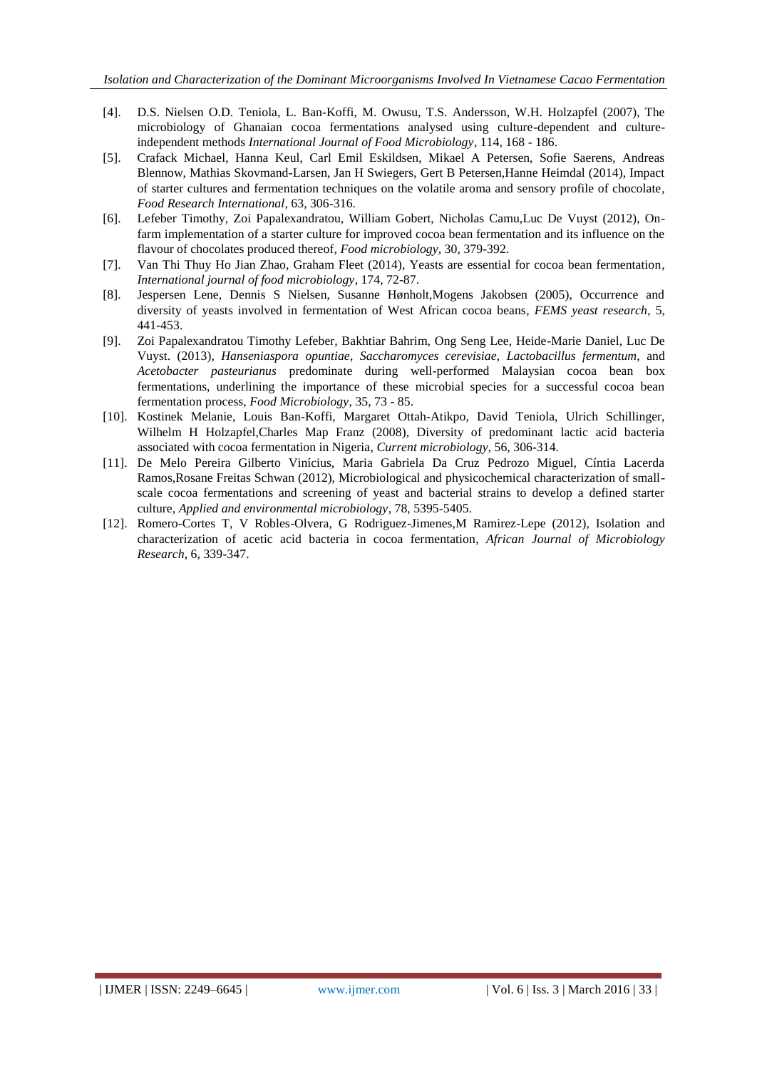[4]. D.S. Nielsen O.D. Teniola, L. Ban-Koffi, M. Owusu, T.S. Andersson, W.H. Holzapfel (2007), The microbiology of Ghanaian cocoa fermentations analysed using culture-dependent and culture-independent methods *International Journal of Food Microbiology*, 114, 168 - 186.

[5]. Crafack Michael, Hanna Keul, Carl Emil Eskildsen, Mikael A Petersen, Sofie Saerens, Andreas Blennow, Mathias Skovmand-Larsen, Jan H Swiegers, Gert B Petersen,Hanne Heimdal (2014), Impact of starter cultures and fermentation techniques on the volatile aroma and sensory profile of chocolate, *Food Research International*, 63, 306-316.

[6]. Lefeber Timothy, Zoi Papalexandratou, William Gobert, Nicholas Camu,Luc De Vuyst (2012), On-farm implementation of a starter culture for improved cocoa bean fermentation and its influence on the flavour of chocolates produced thereof, *Food microbiology*, 30, 379-392.

[7]. Van Thi Thuy Ho Jian Zhao, Graham Fleet (2014), Yeasts are essential for cocoa bean fermentation, *International journal of food microbiology*, 174, 72-87.

[8]. Jespersen Lene, Dennis S Nielsen, Susanne Hønholt,Mogens Jakobsen (2005), Occurrence and diversity of yeasts involved in fermentation of West African cocoa beans, *FEMS yeast research*, 5, 441-453.

[9]. Zoi Papalexandratou Timothy Lefeber, Bakhtiar Bahrim, Ong Seng Lee, Heide-Marie Daniel, Luc De Vuyst. (2013), *Hanseniaspora opuntiae*, *Saccharomyces cerevisiae*, *Lactobacillus fermentum*, and *Acetobacter pasteurianus* predominate during well-performed Malaysian cocoa bean box fermentations, underlining the importance of these microbial species for a successful cocoa bean fermentation process, *Food Microbiology*, 35, 73 - 85.

[10]. Kostinek Melanie, Louis Ban-Koffi, Margaret Ottah-Atikpo, David Teniola, Ulrich Schillinger, Wilhelm H Holzapfel,Charles Map Franz (2008), Diversity of predominant lactic acid bacteria associated with cocoa fermentation in Nigeria, *Current microbiology*, 56, 306-314.

[11]. De Melo Pereira Gilberto Vinícius, Maria Gabriela Da Cruz Pedrozo Miguel, Cíntia Lacerda Ramos,Rosane Freitas Schwan (2012), Microbiological and physicochemical characterization of small-scale cocoa fermentations and screening of yeast and bacterial strains to develop a defined starter culture, *Applied and environmental microbiology*, 78, 5395-5405.

[12]. Romero-Cortes T, V Robles-Olvera, G Rodriguez-Jimenes,M Ramirez-Lepe (2012), Isolation and characterization of acetic acid bacteria in cocoa fermentation, *African Journal of Microbiology Research*, 6, 339-347.